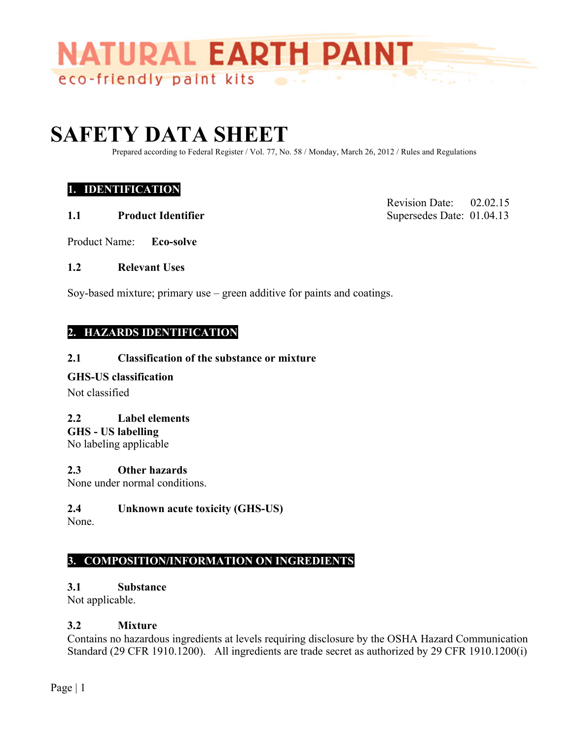NATURAL EARTH PAINT

eco-friendly paint kits

# SAFETY DATA SHEET

Prepared according to Federal Register / Vol. 77, No. 58 / Monday, March 26, 2012 / Rules and Regulations

## 1. IDENTIFICATION

Revision Date: 02.02.15
Supersedes Date: 01.04.13

### 1.1 Product Identifier

Product Name: **Eco-solve**

### 1.2 Relevant Uses

Soy-based mixture; primary use – green additive for paints and coatings.

## 2. HAZARDS IDENTIFICATION

### 2.1 Classification of the substance or mixture

**GHS-US classification**

Not classified

### 2.2 Label elements

**GHS - US labelling**

No labeling applicable

### 2.3 Other hazards

None under normal conditions.

### 2.4 Unknown acute toxicity (GHS-US)

None.

## 3. COMPOSITION/INFORMATION ON INGREDIENTS

### 3.1 Substance

Not applicable.

### 3.2 Mixture

Contains no hazardous ingredients at levels requiring disclosure by the OSHA Hazard Communication Standard (29 CFR 1910.1200). All ingredients are trade secret as authorized by 29 CFR 1910.1200(i)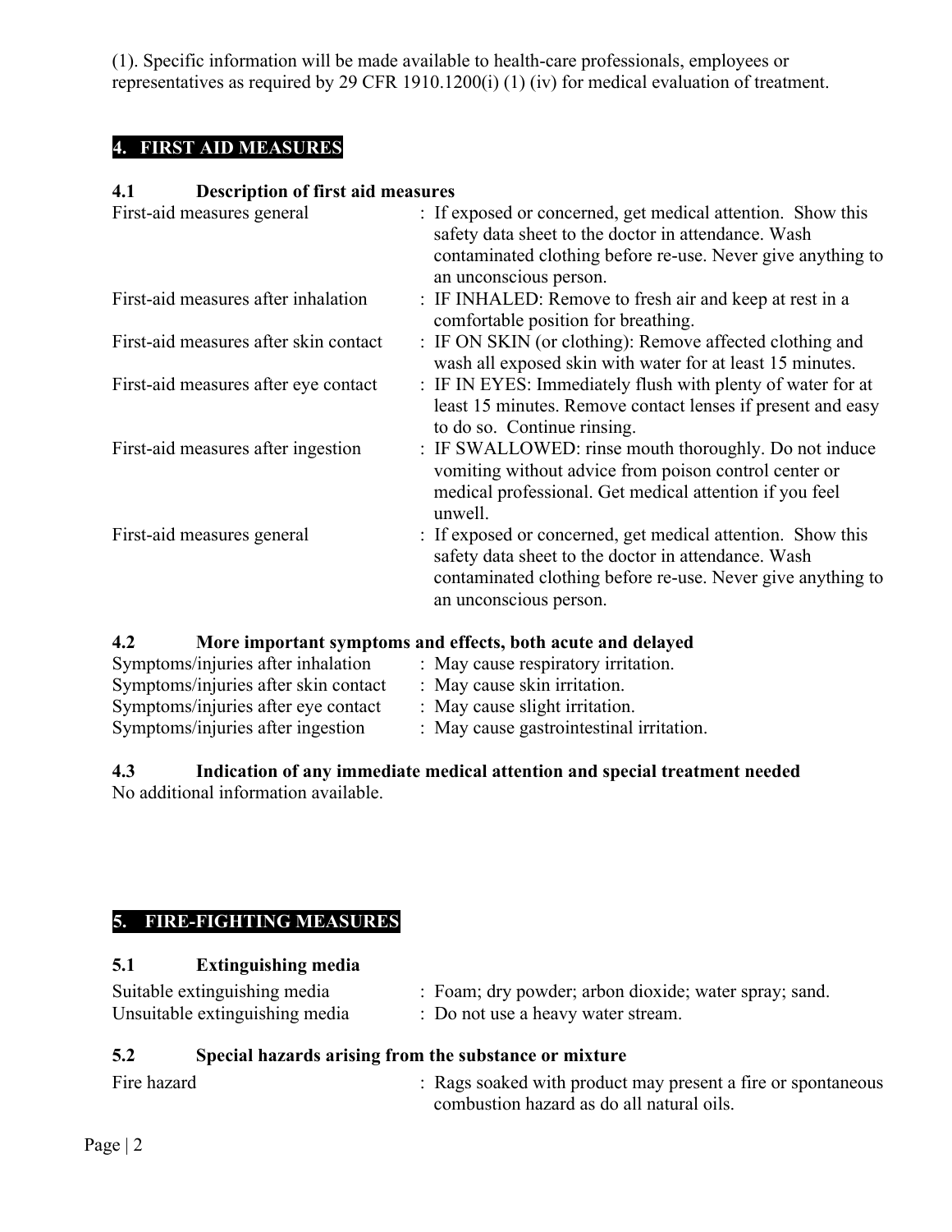(1). Specific information will be made available to health-care professionals, employees or representatives as required by 29 CFR 1910.1200(i) (1) (iv) for medical evaluation of treatment.

## 4. FIRST AID MEASURES

### 4.1 Description of first aid measures

| | |
|---|---|
| First-aid measures general | : If exposed or concerned, get medical attention. Show this safety data sheet to the doctor in attendance. Wash contaminated clothing before re-use. Never give anything to an unconscious person. |
| First-aid measures after inhalation | : IF INHALED: Remove to fresh air and keep at rest in a comfortable position for breathing. |
| First-aid measures after skin contact | : IF ON SKIN (or clothing): Remove affected clothing and wash all exposed skin with water for at least 15 minutes. |
| First-aid measures after eye contact | : IF IN EYES: Immediately flush with plenty of water for at least 15 minutes. Remove contact lenses if present and easy to do so. Continue rinsing. |
| First-aid measures after ingestion | : IF SWALLOWED: rinse mouth thoroughly. Do not induce vomiting without advice from poison control center or medical professional. Get medical attention if you feel unwell. |
| First-aid measures general | : If exposed or concerned, get medical attention. Show this safety data sheet to the doctor in attendance. Wash contaminated clothing before re-use. Never give anything to an unconscious person. |

### 4.2 More important symptoms and effects, both acute and delayed

| | |
|---|---|
| Symptoms/injuries after inhalation | : May cause respiratory irritation. |
| Symptoms/injuries after skin contact | : May cause skin irritation. |
| Symptoms/injuries after eye contact | : May cause slight irritation. |
| Symptoms/injuries after ingestion | : May cause gastrointestinal irritation. |

### 4.3 Indication of any immediate medical attention and special treatment needed

No additional information available.

## 5. FIRE-FIGHTING MEASURES

### 5.1 Extinguishing media

| | |
|---|---|
| Suitable extinguishing media | : Foam; dry powder; arbon dioxide; water spray; sand. |
| Unsuitable extinguishing media | : Do not use a heavy water stream. |

### 5.2 Special hazards arising from the substance or mixture

| | |
|---|---|
| Fire hazard | : Rags soaked with product may present a fire or spontaneous combustion hazard as do all natural oils. |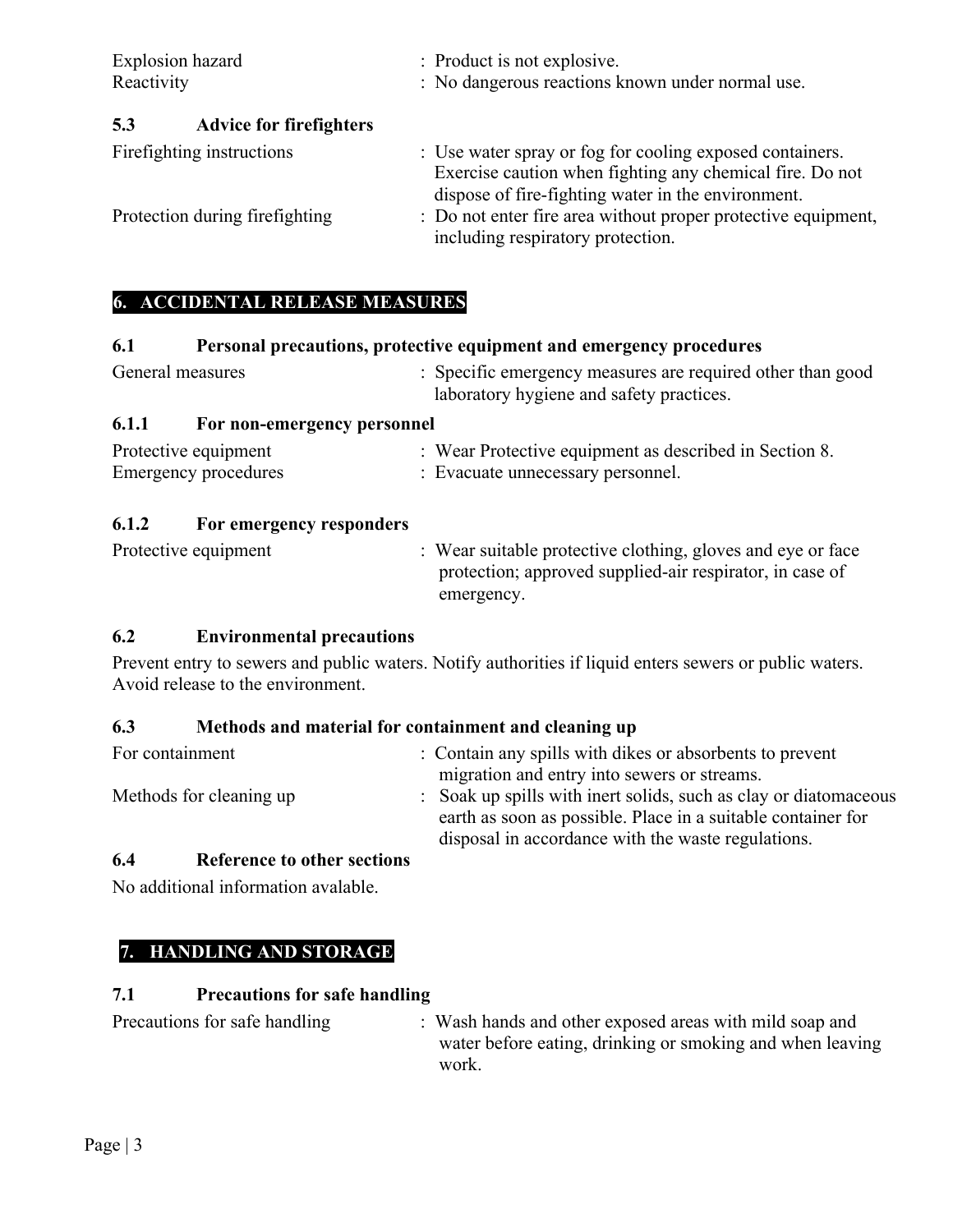Explosion hazard : Product is not explosive.
Reactivity : No dangerous reactions known under normal use.

### 5.3 Advice for firefighters

Firefighting instructions : Use water spray or fog for cooling exposed containers. Exercise caution when fighting any chemical fire. Do not dispose of fire-fighting water in the environment.

Protection during firefighting : Do not enter fire area without proper protective equipment, including respiratory protection.

## 6. ACCIDENTAL RELEASE MEASURES

### 6.1 Personal precautions, protective equipment and emergency procedures

General measures : Specific emergency measures are required other than good laboratory hygiene and safety practices.

#### 6.1.1 For non-emergency personnel

Protective equipment : Wear Protective equipment as described in Section 8.
Emergency procedures : Evacuate unnecessary personnel.

#### 6.1.2 For emergency responders

Protective equipment : Wear suitable protective clothing, gloves and eye or face protection; approved supplied-air respirator, in case of emergency.

### 6.2 Environmental precautions

Prevent entry to sewers and public waters. Notify authorities if liquid enters sewers or public waters. Avoid release to the environment.

### 6.3 Methods and material for containment and cleaning up

For containment : Contain any spills with dikes or absorbents to prevent migration and entry into sewers or streams.

Methods for cleaning up : Soak up spills with inert solids, such as clay or diatomaceous earth as soon as possible. Place in a suitable container for disposal in accordance with the waste regulations.

### 6.4 Reference to other sections

No additional information avalable.

## 7. HANDLING AND STORAGE

### 7.1 Precautions for safe handling

Precautions for safe handling : Wash hands and other exposed areas with mild soap and water before eating, drinking or smoking and when leaving work.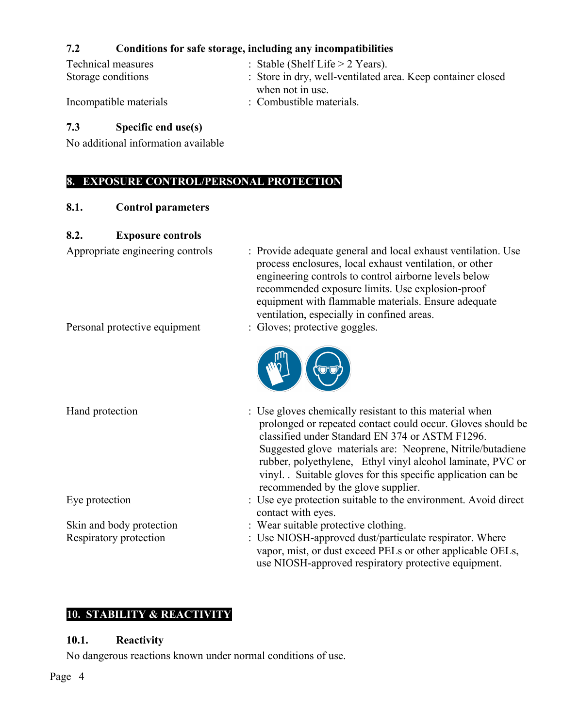### 7.2 Conditions for safe storage, including any incompatibilities

| | |
|---|---|
| Technical measures | : Stable (Shelf Life > 2 Years). |
| Storage conditions | : Store in dry, well-ventilated area. Keep container closed when not in use. |
| Incompatible materials | : Combustible materials. |

### 7.3 Specific end use(s)

No additional information available

## 8. EXPOSURE CONTROL/PERSONAL PROTECTION

### 8.1. Control parameters

### 8.2. Exposure controls

| | |
|---|---|
| Appropriate engineering controls | : Provide adequate general and local exhaust ventilation. Use process enclosures, local exhaust ventilation, or other engineering controls to control airborne levels below recommended exposure limits. Use explosion-proof equipment with flammable materials. Ensure adequate ventilation, especially in confined areas. |
| Personal protective equipment | : Gloves; protective goggles. |
| Hand protection | : Use gloves chemically resistant to this material when prolonged or repeated contact could occur. Gloves should be classified under Standard EN 374 or ASTM F1296. Suggested glove materials are: Neoprene, Nitrile/butadiene rubber, polyethylene, Ethyl vinyl alcohol laminate, PVC or vinyl. . Suitable gloves for this specific application can be recommended by the glove supplier. |
| Eye protection | : Use eye protection suitable to the environment. Avoid direct contact with eyes. |
| Skin and body protection | : Wear suitable protective clothing. |
| Respiratory protection | : Use NIOSH-approved dust/particulate respirator. Where vapor, mist, or dust exceed PELs or other applicable OELs, use NIOSH-approved respiratory protective equipment. |

## 10. STABILITY & REACTIVITY

### 10.1. Reactivity

No dangerous reactions known under normal conditions of use.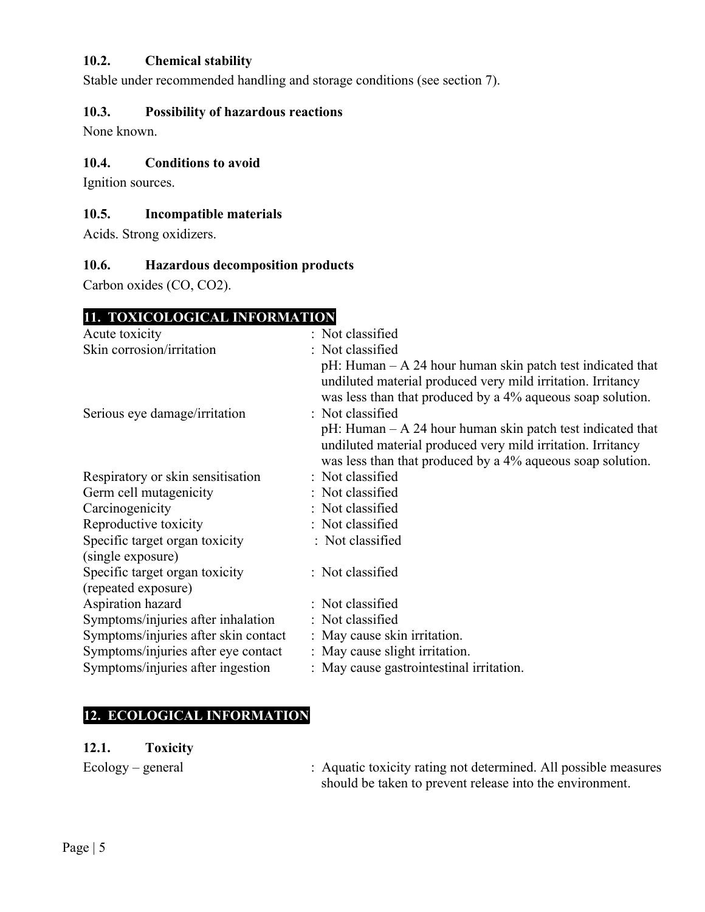### 10.2. Chemical stability

Stable under recommended handling and storage conditions (see section 7).

### 10.3. Possibility of hazardous reactions

None known.

### 10.4. Conditions to avoid

Ignition sources.

### 10.5. Incompatible materials

Acids. Strong oxidizers.

### 10.6. Hazardous decomposition products

Carbon oxides (CO, $CO_2$).

## 11. TOXICOLOGICAL INFORMATION

| | |
|---|---|
| Acute toxicity | : Not classified |
| Skin corrosion/irritation | : Not classified<br>pH: Human – A 24 hour human skin patch test indicated that undiluted material produced very mild irritation. Irritancy was less than that produced by a 4% aqueous soap solution. |
| Serious eye damage/irritation | : Not classified<br>pH: Human – A 24 hour human skin patch test indicated that undiluted material produced very mild irritation. Irritancy was less than that produced by a 4% aqueous soap solution. |
| Respiratory or skin sensitisation | : Not classified |
| Germ cell mutagenicity | : Not classified |
| Carcinogenicity | : Not classified |
| Reproductive toxicity | : Not classified |
| Specific target organ toxicity (single exposure) | : Not classified |
| Specific target organ toxicity (repeated exposure) | : Not classified |
| Aspiration hazard | : Not classified |
| Symptoms/injuries after inhalation | : Not classified |
| Symptoms/injuries after skin contact | : May cause skin irritation. |
| Symptoms/injuries after eye contact | : May cause slight irritation. |
| Symptoms/injuries after ingestion | : May cause gastrointestinal irritation. |

## 12. ECOLOGICAL INFORMATION

### 12.1. Toxicity

| | |
|---|---|
| Ecology – general | : Aquatic toxicity rating not determined. All possible measures should be taken to prevent release into the environment. |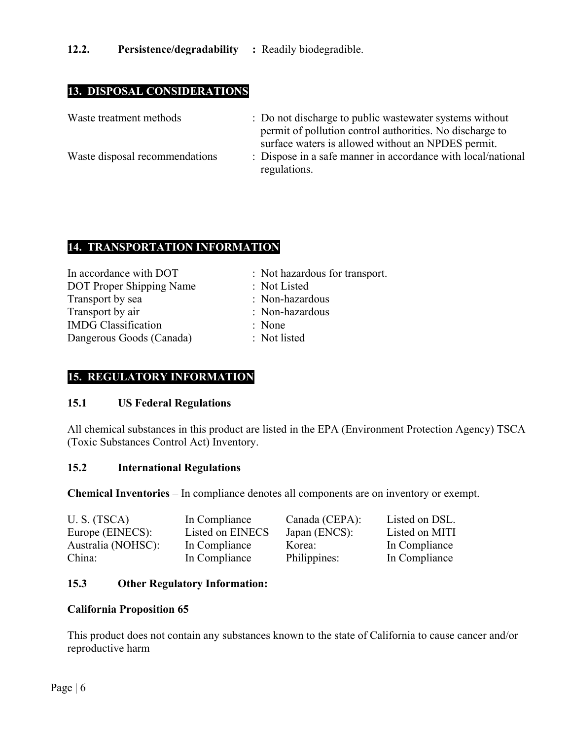**12.2. Persistence/degradability :** Readily biodegradible.

## 13. DISPOSAL CONSIDERATIONS

| | |
|---|---|
| Waste treatment methods | : Do not discharge to public wastewater systems without permit of pollution control authorities. No discharge to surface waters is allowed without an NPDES permit. |
| Waste disposal recommendations | : Dispose in a safe manner in accordance with local/national regulations. |

## 14. TRANSPORTATION INFORMATION

| | |
|---|---|
| In accordance with DOT | : Not hazardous for transport. |
| DOT Proper Shipping Name | : Not Listed |
| Transport by sea | : Non-hazardous |
| Transport by air | : Non-hazardous |
| IMDG Classification | : None |
| Dangerous Goods (Canada) | : Not listed |

## 15. REGULATORY INFORMATION

### 15.1 US Federal Regulations

All chemical substances in this product are listed in the EPA (Environment Protection Agency) TSCA (Toxic Substances Control Act) Inventory.

### 15.2 International Regulations

**Chemical Inventories** – In compliance denotes all components are on inventory or exempt.

| | | | |
|---|---|---|---|
| U. S. (TSCA) | In Compliance | Canada (CEPA): | Listed on DSL. |
| Europe (EINECS): | Listed on EINECS | Japan (ENCS): | Listed on MITI |
| Australia (NOHSC): | In Compliance | Korea: | In Compliance |
| China: | In Compliance | Philippines: | In Compliance |

### 15.3 Other Regulatory Information:

**California Proposition 65**

This product does not contain any substances known to the state of California to cause cancer and/or reproductive harm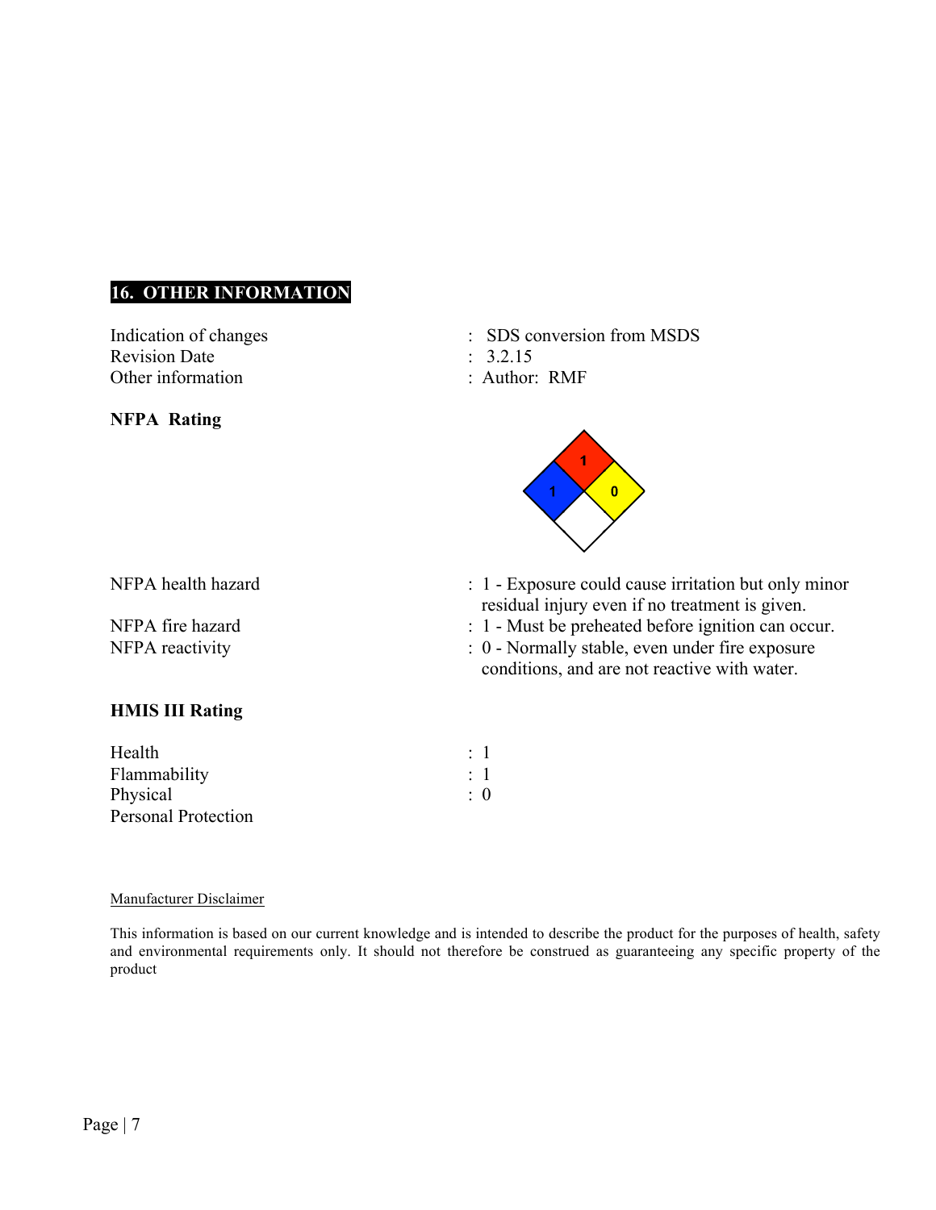## 16. OTHER INFORMATION

| | |
|---|---|
| Indication of changes | : SDS conversion from MSDS |
| Revision Date | : 3.2.15 |
| Other information | : Author: RMF |

**NFPA Rating**

1

1 0

| | |
|---|---|
| NFPA health hazard | : 1 - Exposure could cause irritation but only minor residual injury even if no treatment is given. |
| NFPA fire hazard | : 1 - Must be preheated before ignition can occur. |
| NFPA reactivity | : 0 - Normally stable, even under fire exposure conditions, and are not reactive with water. |

**HMIS III Rating**

| | |
|---|---|
| Health | : 1 |
| Flammability | : 1 |
| Physical | : 0 |
| Personal Protection | |

Manufacturer Disclaimer

This information is based on our current knowledge and is intended to describe the product for the purposes of health, safety and environmental requirements only. It should not therefore be construed as guaranteeing any specific property of the product